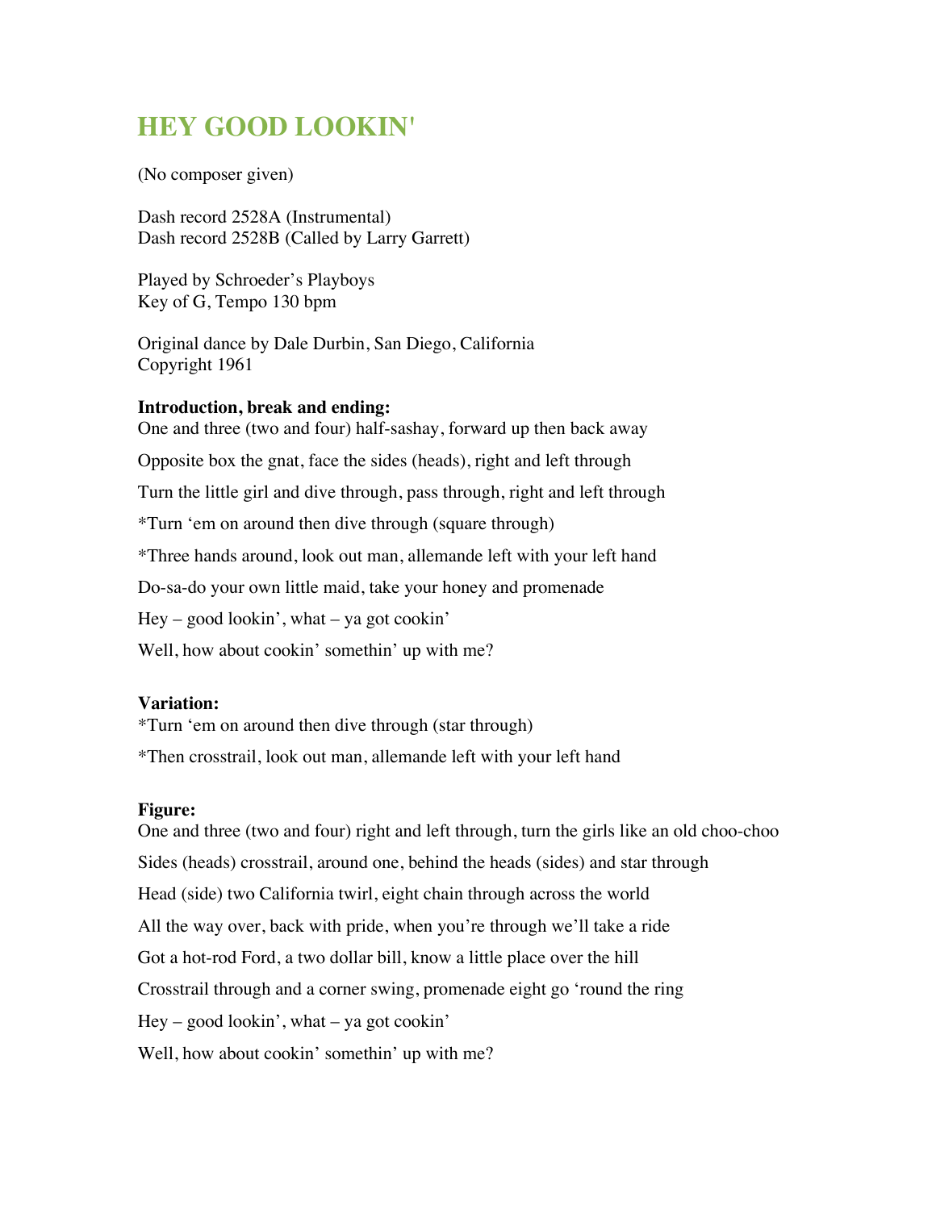# HEY GOOD LOOKIN'

(No composer given)

Dash record 2528A (Instrumental)
Dash record 2528B (Called by Larry Garrett)

Played by Schroeder's Playboys
Key of G, Tempo 130 bpm

Original dance by Dale Durbin, San Diego, California
Copyright 1961

**Introduction, break and ending:**

One and three (two and four) half-sashay, forward up then back away

Opposite box the gnat, face the sides (heads), right and left through

Turn the little girl and dive through, pass through, right and left through

*Turn 'em on around then dive through (square through)

*Three hands around, look out man, allemande left with your left hand

Do-sa-do your own little maid, take your honey and promenade

Hey – good lookin', what – ya got cookin'

Well, how about cookin' somethin' up with me?

**Variation:**

*Turn 'em on around then dive through (star through)

*Then crosstrail, look out man, allemande left with your left hand

**Figure:**

One and three (two and four) right and left through, turn the girls like an old choo-choo

Sides (heads) crosstrail, around one, behind the heads (sides) and star through

Head (side) two California twirl, eight chain through across the world

All the way over, back with pride, when you're through we'll take a ride

Got a hot-rod Ford, a two dollar bill, know a little place over the hill

Crosstrail through and a corner swing, promenade eight go 'round the ring

Hey – good lookin', what – ya got cookin'

Well, how about cookin' somethin' up with me?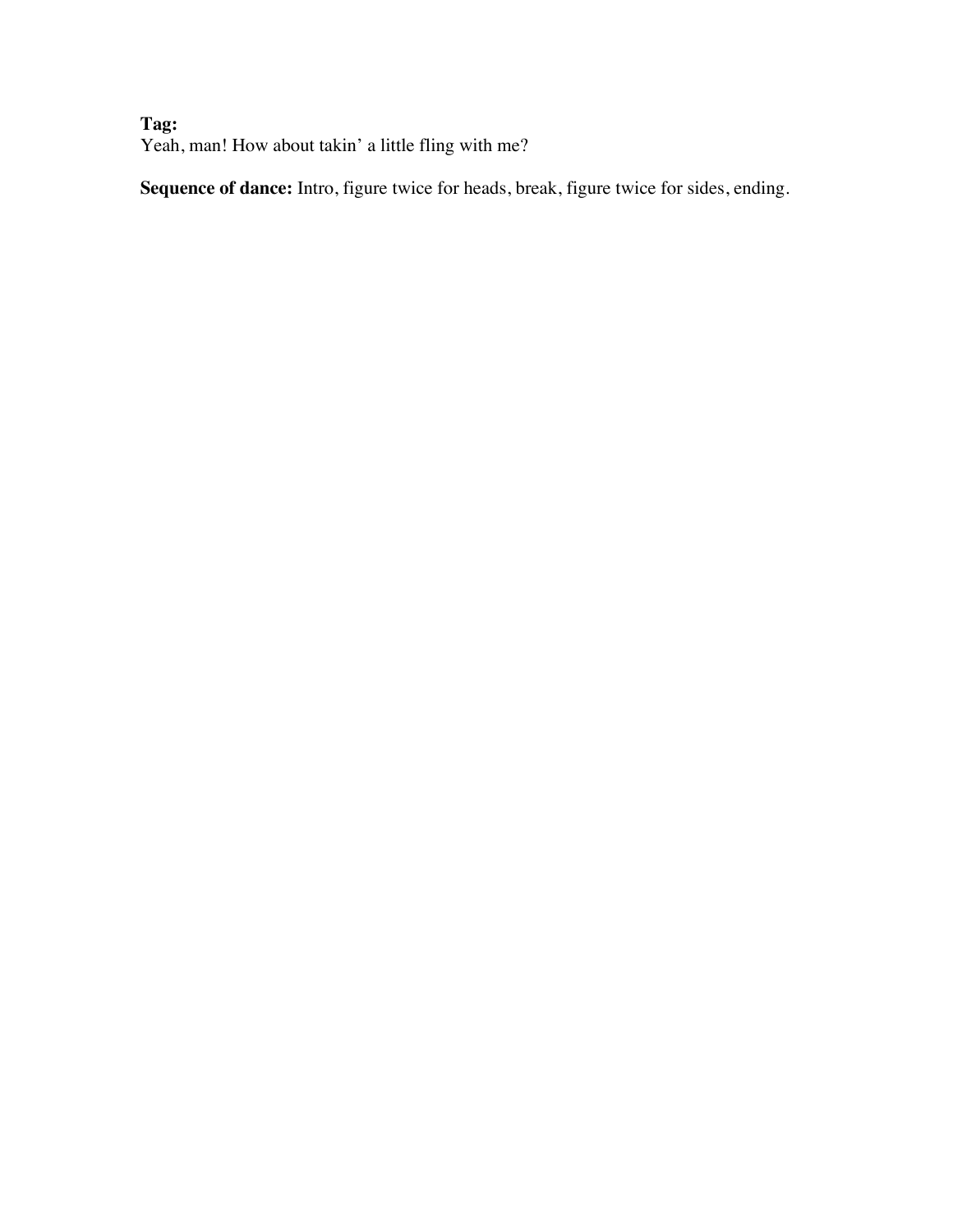**Tag:**
Yeah, man! How about takin' a little fling with me?

**Sequence of dance:** Intro, figure twice for heads, break, figure twice for sides, ending.